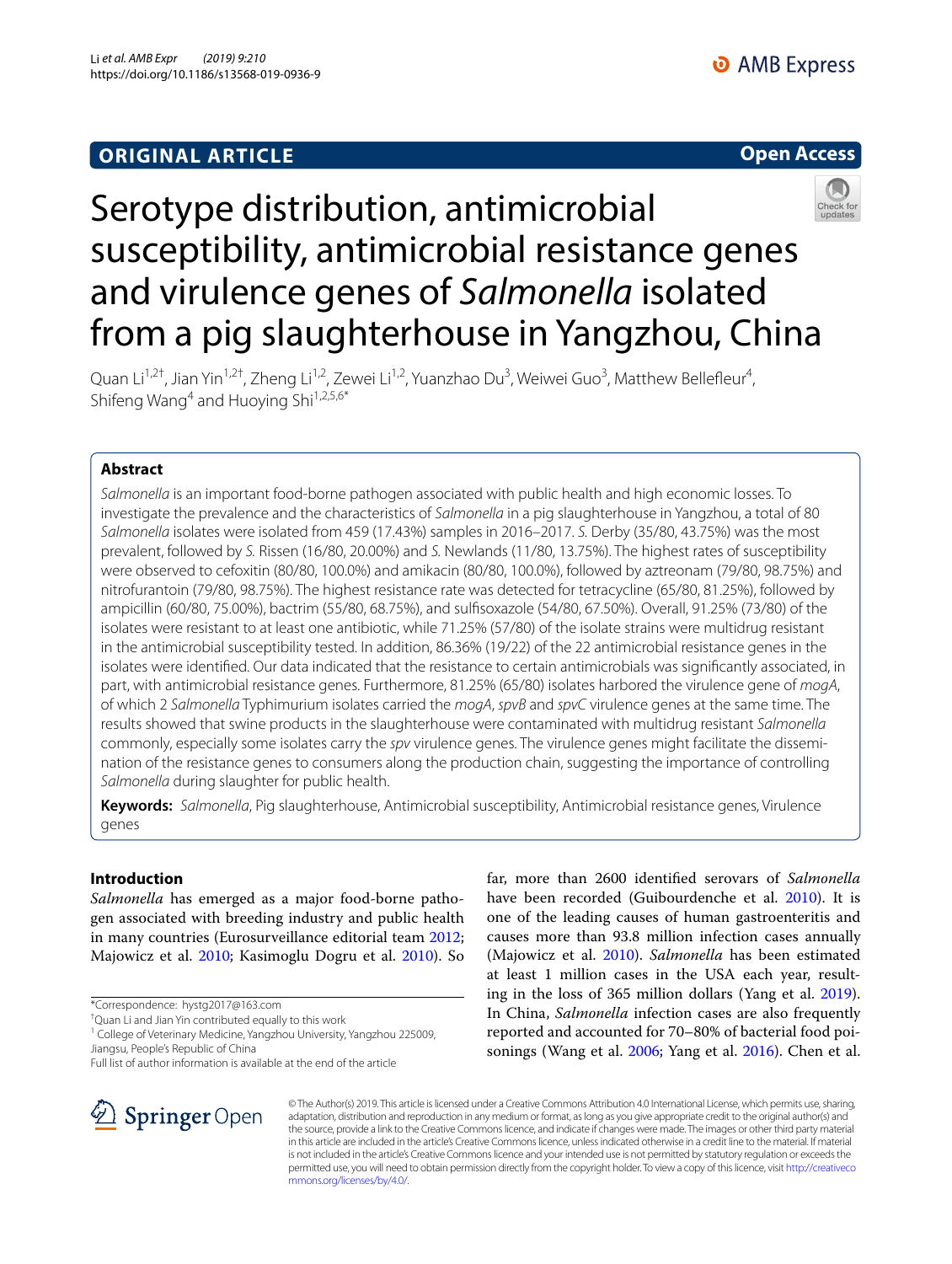ORIGINAL ARTICLE

Open Access

# Serotype distribution, antimicrobial susceptibility, antimicrobial resistance genes and virulence genes of *Salmonella* isolated from a pig slaughterhouse in Yangzhou, China

Quan Li[1,2†], Jian Yin[1,2†], Zheng Li[1,2], Zewei Li[1,2], Yuanzhao Du[3], Weiwei Guo[3], Matthew Bellefleur[4], Shifeng Wang[4] and Huoying Shi[1,2,5,6*]

## Abstract

*Salmonella* is an important food-borne pathogen associated with public health and high economic losses. To investigate the prevalence and the characteristics of *Salmonella* in a pig slaughterhouse in Yangzhou, a total of 80 *Salmonella* isolates were isolated from 459 (17.43%) samples in 2016–2017. *S.* Derby (35/80, 43.75%) was the most prevalent, followed by *S.* Rissen (16/80, 20.00%) and *S.* Newlands (11/80, 13.75%). The highest rates of susceptibility were observed to cefoxitin (80/80, 100.0%) and amikacin (80/80, 100.0%), followed by aztreonam (79/80, 98.75%) and nitrofurantoin (79/80, 98.75%). The highest resistance rate was detected for tetracycline (65/80, 81.25%), followed by ampicillin (60/80, 75.00%), bactrim (55/80, 68.75%), and sulfisoxazole (54/80, 67.50%). Overall, 91.25% (73/80) of the isolates were resistant to at least one antibiotic, while 71.25% (57/80) of the isolate strains were multidrug resistant in the antimicrobial susceptibility tested. In addition, 86.36% (19/22) of the 22 antimicrobial resistance genes in the isolates were identified. Our data indicated that the resistance to certain antimicrobials was significantly associated, in part, with antimicrobial resistance genes. Furthermore, 81.25% (65/80) isolates harbored the virulence gene of *mogA*, of which 2 *Salmonella* Typhimurium isolates carried the *mogA*, *spvB* and *spvC* virulence genes at the same time. The results showed that swine products in the slaughterhouse were contaminated with multidrug resistant *Salmonella* commonly, especially some isolates carry the *spv* virulence genes. The virulence genes might facilitate the dissemination of the resistance genes to consumers along the production chain, suggesting the importance of controlling *Salmonella* during slaughter for public health.

**Keywords:** *Salmonella*, Pig slaughterhouse, Antimicrobial susceptibility, Antimicrobial resistance genes, Virulence genes

## Introduction

*Salmonella* has emerged as a major food-borne pathogen associated with breeding industry and public health in many countries (Eurosurveillance editorial team 2012; Majowicz et al. 2010; Kasimoglu Dogru et al. 2010). So far, more than 2600 identified serovars of *Salmonella* have been recorded (Guibourdenche et al. 2010). It is one of the leading causes of human gastroenteritis and causes more than 93.8 million infection cases annually (Majowicz et al. 2010). *Salmonella* has been estimated at least 1 million cases in the USA each year, resulting in the loss of 365 million dollars (Yang et al. 2019). In China, *Salmonella* infection cases are also frequently reported and accounted for 70–80% of bacterial food poisonings (Wang et al. 2006; Yang et al. 2016). Chen et al.

*Correspondence: hystg2017@163.com

†Quan Li and Jian Yin contributed equally to this work

[1] College of Veterinary Medicine, Yangzhou University, Yangzhou 225009, Jiangsu, People's Republic of China

Full list of author information is available at the end of the article

© The Author(s) 2019. This article is licensed under a Creative Commons Attribution 4.0 International License, which permits use, sharing, adaptation, distribution and reproduction in any medium or format, as long as you give appropriate credit to the original author(s) and the source, provide a link to the Creative Commons licence, and indicate if changes were made. The images or other third party material in this article are included in the article's Creative Commons licence, unless indicated otherwise in a credit line to the material. If material is not included in the article's Creative Commons licence and your intended use is not permitted by statutory regulation or exceeds the permitted use, you will need to obtain permission directly from the copyright holder. To view a copy of this licence, visit http://creativecommons.org/licenses/by/4.0/.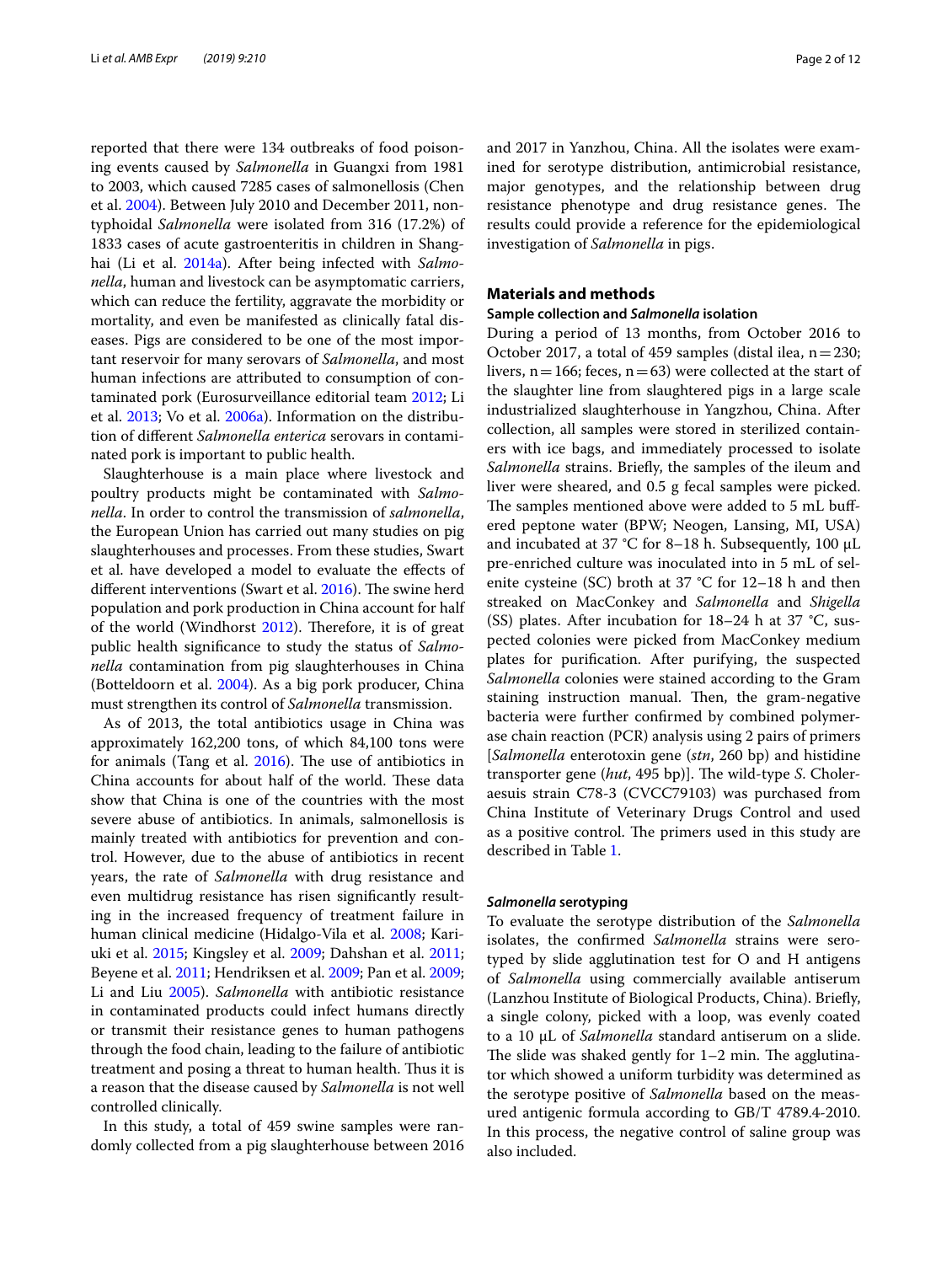reported that there were 134 outbreaks of food poisoning events caused by *Salmonella* in Guangxi from 1981 to 2003, which caused 7285 cases of salmonellosis (Chen et al. 2004). Between July 2010 and December 2011, non-typhoidal *Salmonella* were isolated from 316 (17.2%) of 1833 cases of acute gastroenteritis in children in Shanghai (Li et al. 2014a). After being infected with *Salmonella*, human and livestock can be asymptomatic carriers, which can reduce the fertility, aggravate the morbidity or mortality, and even be manifested as clinically fatal diseases. Pigs are considered to be one of the most important reservoir for many serovars of *Salmonella*, and most human infections are attributed to consumption of contaminated pork (Eurosurveillance editorial team 2012; Li et al. 2013; Vo et al. 2006a). Information on the distribution of different *Salmonella enterica* serovars in contaminated pork is important to public health.

Slaughterhouse is a main place where livestock and poultry products might be contaminated with *Salmonella*. In order to control the transmission of *salmonella*, the European Union has carried out many studies on pig slaughterhouses and processes. From these studies, Swart et al. have developed a model to evaluate the effects of different interventions (Swart et al. 2016). The swine herd population and pork production in China account for half of the world (Windhorst 2012). Therefore, it is of great public health significance to study the status of *Salmonella* contamination from pig slaughterhouses in China (Botteldoorn et al. 2004). As a big pork producer, China must strengthen its control of *Salmonella* transmission.

As of 2013, the total antibiotics usage in China was approximately 162,200 tons, of which 84,100 tons were for animals (Tang et al. 2016). The use of antibiotics in China accounts for about half of the world. These data show that China is one of the countries with the most severe abuse of antibiotics. In animals, salmonellosis is mainly treated with antibiotics for prevention and control. However, due to the abuse of antibiotics in recent years, the rate of *Salmonella* with drug resistance and even multidrug resistance has risen significantly resulting in the increased frequency of treatment failure in human clinical medicine (Hidalgo-Vila et al. 2008; Kariuki et al. 2015; Kingsley et al. 2009; Dahshan et al. 2011; Beyene et al. 2011; Hendriksen et al. 2009; Pan et al. 2009; Li and Liu 2005). *Salmonella* with antibiotic resistance in contaminated products could infect humans directly or transmit their resistance genes to human pathogens through the food chain, leading to the failure of antibiotic treatment and posing a threat to human health. Thus it is a reason that the disease caused by *Salmonella* is not well controlled clinically.

In this study, a total of 459 swine samples were randomly collected from a pig slaughterhouse between 2016 and 2017 in Yanzhou, China. All the isolates were examined for serotype distribution, antimicrobial resistance, major genotypes, and the relationship between drug resistance phenotype and drug resistance genes. The results could provide a reference for the epidemiological investigation of *Salmonella* in pigs.

## Materials and methods

### Sample collection and *Salmonella* isolation

During a period of 13 months, from October 2016 to October 2017, a total of 459 samples (distal ilea, n = 230; livers, n = 166; feces, n = 63) were collected at the start of the slaughter line from slaughtered pigs in a large scale industrialized slaughterhouse in Yangzhou, China. After collection, all samples were stored in sterilized containers with ice bags, and immediately processed to isolate *Salmonella* strains. Briefly, the samples of the ileum and liver were sheared, and 0.5 g fecal samples were picked. The samples mentioned above were added to 5 mL buffered peptone water (BPW; Neogen, Lansing, MI, USA) and incubated at 37 °C for 8–18 h. Subsequently, 100 µL pre-enriched culture was inoculated into in 5 mL of selenite cysteine (SC) broth at 37 °C for 12–18 h and then streaked on MacConkey and *Salmonella* and *Shigella* (SS) plates. After incubation for 18–24 h at 37 °C, suspected colonies were picked from MacConkey medium plates for purification. After purifying, the suspected *Salmonella* colonies were stained according to the Gram staining instruction manual. Then, the gram-negative bacteria were further confirmed by combined polymerase chain reaction (PCR) analysis using 2 pairs of primers [*Salmonella* enterotoxin gene (*stn*, 260 bp) and histidine transporter gene (*hut*, 495 bp)]. The wild-type *S.* Choleraesuis strain C78-3 (CVCC79103) was purchased from China Institute of Veterinary Drugs Control and used as a positive control. The primers used in this study are described in Table 1.

### *Salmonella* serotyping

To evaluate the serotype distribution of the *Salmonella* isolates, the confirmed *Salmonella* strains were serotyped by slide agglutination test for O and H antigens of *Salmonella* using commercially available antiserum (Lanzhou Institute of Biological Products, China). Briefly, a single colony, picked with a loop, was evenly coated to a 10 µL of *Salmonella* standard antiserum on a slide. The slide was shaked gently for 1–2 min. The agglutinator which showed a uniform turbidity was determined as the serotype positive of *Salmonella* based on the measured antigenic formula according to GB/T 4789.4-2010. In this process, the negative control of saline group was also included.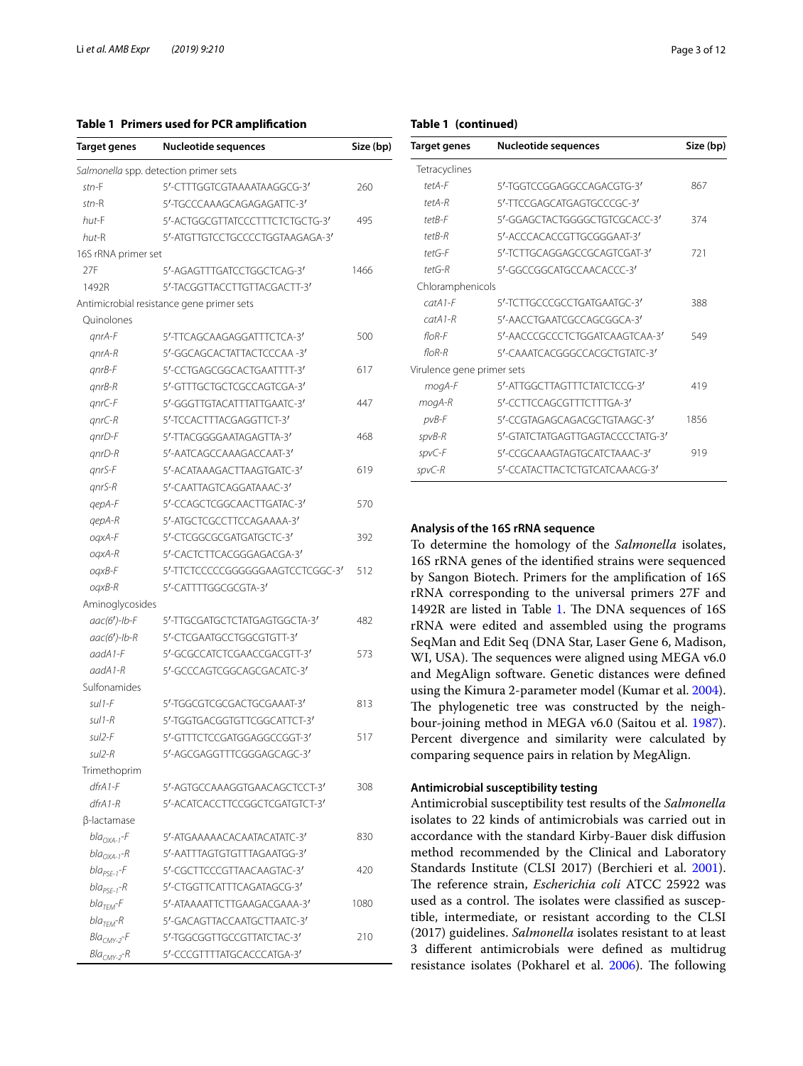**Table 1 Primers used for PCR amplification**

| Target genes | Nucleotide sequences | Size (bp) |
|---|---|---|
| *Salmonella* spp. detection primer sets | | |
| *stn*-F | 5′-CTTTGGTCGTAAAATAAGGCG-3′ | 260 |
| *stn*-R | 5′-TGCCCAAAGCAGAGAGATTC-3′ | |
| *hut*-F | 5′-ACTGGCGTTATCCCTTTCTCTGCTG-3′ | 495 |
| *hut*-R | 5′-ATGTTGTCCTGCCCCTGGTAAGAGA-3′ | |
| 16S rRNA primer set | | |
| 27F | 5′-AGAGTTTGATCCTGGCTCAG-3′ | 1466 |
| 1492R | 5′-TACGGTTACCTTGTTACGACTT-3′ | |
| Antimicrobial resistance gene primer sets | | |
| Quinolones | | |
| *qnrA-F* | 5′-TTCAGCAAGAGGATTTCTCA-3′ | 500 |
| *qnrA-R* | 5′-GGCAGCACTATTACTCCCAA -3′ | |
| *qnrB-F* | 5′-CCTGAGCGGCACTGAATTTT-3′ | 617 |
| *qnrB-R* | 5′-GTTTGCTGCTCGCCAGTCGA-3′ | |
| *qnrC-F* | 5′-GGGTTGTACATTTATTGAATC-3′ | 447 |
| *qnrC-R* | 5′-TCCACTTTACGAGGTTCT-3′ | |
| *qnrD-F* | 5′-TTACGGGGAATAGAGTTA-3′ | 468 |
| *qnrD-R* | 5′-AATCAGCCAAAGACCAAT-3′ | |
| *qnrS-F* | 5′-ACATAAAGACTTAAGTGATC-3′ | 619 |
| *qnrS-R* | 5′-CAATTAGTCAGGATAAAC-3′ | |
| *qepA-F* | 5′-CCAGCTCGGCAACTTGATAC-3′ | 570 |
| *qepA-R* | 5′-ATGCTCGCCTTCCAGAAAA-3′ | |
| *oqxA-F* | 5′-CTCGGCGCGATGATGCTC-3′ | 392 |
| *oqxA-R* | 5′-CACTCTTCACGGGAGACGA-3′ | |
| *oqxB-F* | 5′-TTCTCCCCCGGGGGGAAGTCCTCGGC-3′ | 512 |
| *oqxB-R* | 5′-CATTTTGGCGCGTA-3′ | |
| Aminoglycosides | | |
| *aac(6′)-Ib-F* | 5′-TTGCGATGCTCTATGAGTGGCTA-3′ | 482 |
| *aac(6′)-Ib-R* | 5′-CTCGAATGCCTGGCGTGTT-3′ | |
| *aadA1-F* | 5′-GCGCCATCTCGAACCGACGTT-3′ | 573 |
| *aadA1-R* | 5′-GCCCAGTCGGCAGCGACATC-3′ | |
| Sulfonamides | | |
| *sul1-F* | 5′-TGGCGTCGCGACTGCGAAAT-3′ | 813 |
| *sul1-R* | 5′-TGGTGACGGTGTTCGGCATTCT-3′ | |
| *sul2-F* | 5′-GTTTCTCCGATGGAGGCCGGT-3′ | 517 |
| *sul2-R* | 5′-AGCGAGGTTTCGGGAGCAGC-3′ | |
| Trimethoprim | | |
| *dfrA1-F* | 5′-AGTGCCAAAGGTGAACAGCTCCT-3′ | 308 |
| *dfrA1-R* | 5′-ACATCACCTTCCGGCTCGATGTCT-3′ | |
| β-lactamase | | |
| $bla_{OXA-1}$-F | 5′-ATGAAAAACACAATACATATC-3′ | 830 |
| $bla_{OXA-1}$-R | 5′-AATTTAGTGTGTTTAGAATGG-3′ | |
| $bla_{PSE-1}$-F | 5′-CGCTTCCCGTTAACAAGTAC-3′ | 420 |
| $bla_{PSE-1}$-R | 5′-CTGGTTCATTTCAGATAGCG-3′ | |
| $bla_{TEM}$-F | 5′-ATAAAATTCTTGAAGACGAAA-3′ | 1080 |
| $bla_{TEM}$-R | 5′-GACAGTTACCAATGCTTAATC-3′ | |
| $Bla_{CMY-2}$-F | 5′-TGGCGGTTGCCGTTATCTAC-3′ | 210 |
| $Bla_{CMY-2}$-R | 5′-CCCGTTTTATGCACCCATGA-3′ | |
| Tetracyclines | | |
| *tetA-F* | 5′-TGGTCCGGAGGCCAGACGTG-3′ | 867 |
| *tetA-R* | 5′-TTCCGAGCATGAGTGCCCGC-3′ | |
| *tetB-F* | 5′-GGAGCTACTGGGGCTGTCGCACC-3′ | 374 |
| *tetB-R* | 5′-ACCCACACCGTTGCGGGAAT-3′ | |
| *tetG-F* | 5′-TCTTGCAGGAGCCGCAGTCGAT-3′ | 721 |
| *tetG-R* | 5′-GGCCGGCATGCCAACACCC-3′ | |
| Chloramphenicols | | |
| *catA1-F* | 5′-TCTTGCCCGCCTGATGAATGC-3′ | 388 |
| *catA1-R* | 5′-AACCTGAATCGCCAGCGGCA-3′ | |
| *floR-F* | 5′-AACCCGCCCTCTGGATCAAGTCAA-3′ | 549 |
| *floR-R* | 5′-CAAATCACGGGCCACGCTGTATC-3′ | |
| Virulence gene primer sets | | |
| *mogA-F* | 5′-ATTGGCTTAGTTTCTATCTCCG-3′ | 419 |
| *mogA-R* | 5′-CCTTCCAGCGTTTCTTTGA-3′ | |
| *pvB-F* | 5′-CCGTAGAGCAGACGCTGTAAGC-3′ | 1856 |
| *spvB-R* | 5′-GTATCTATGAGTTGAGTACCCCTATG-3′ | |
| *spvC-F* | 5′-CCGCAAAGTAGTGCATCTAAAC-3′ | 919 |
| *spvC-R* | 5′-CCATACTTACTCTGTCATCAAACG-3′ | |

### Analysis of the 16S rRNA sequence

To determine the homology of the *Salmonella* isolates, 16S rRNA genes of the identified strains were sequenced by Sangon Biotech. Primers for the amplification of 16S rRNA corresponding to the universal primers 27F and 1492R are listed in Table 1. The DNA sequences of 16S rRNA were edited and assembled using the programs SeqMan and Edit Seq (DNA Star, Laser Gene 6, Madison, WI, USA). The sequences were aligned using MEGA v6.0 and MegAlign software. Genetic distances were defined using the Kimura 2-parameter model (Kumar et al. 2004). The phylogenetic tree was constructed by the neighbour-joining method in MEGA v6.0 (Saitou et al. 1987). Percent divergence and similarity were calculated by comparing sequence pairs in relation by MegAlign.

### Antimicrobial susceptibility testing

Antimicrobial susceptibility test results of the *Salmonella* isolates to 22 kinds of antimicrobials was carried out in accordance with the standard Kirby-Bauer disk diffusion method recommended by the Clinical and Laboratory Standards Institute (CLSI 2017) (Berchieri et al. 2001). The reference strain, *Escherichia coli* ATCC 25922 was used as a control. The isolates were classified as susceptible, intermediate, or resistant according to the CLSI (2017) guidelines. *Salmonella* isolates resistant to at least 3 different antimicrobials were defined as multidrug resistance isolates (Pokharel et al. 2006). The following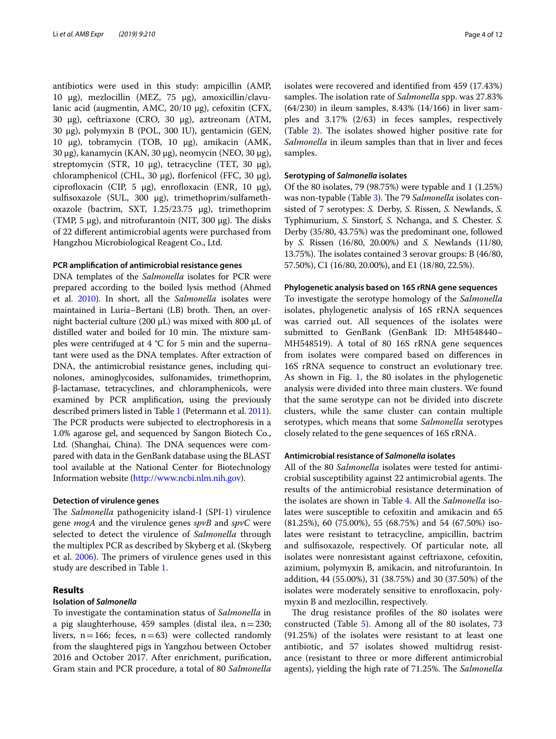antibiotics were used in this study: ampicillin (AMP, 10 μg), mezlocillin (MEZ, 75 μg), amoxicillin/clavulanic acid (augmentin, AMC, 20/10 μg), cefoxitin (CFX, 30 μg), ceftriaxone (CRO, 30 μg), aztreonam (ATM, 30 μg), polymyxin B (POL, 300 IU), gentamicin (GEN, 10 μg), tobramycin (TOB, 10 μg), amikacin (AMK, 30 μg), kanamycin (KAN, 30 μg), neomycin (NEO, 30 μg), streptomycin (STR, 10 μg), tetracycline (TET, 30 μg), chloramphenicol (CHL, 30 μg), florfenicol (FFC, 30 μg), ciprofloxacin (CIP, 5 μg), enrofloxacin (ENR, 10 μg), sulfisoxazole (SUL, 300 μg), trimethoprim/sulfamethoxazole (bactrim, SXT, 1.25/23.75 μg), trimethoprim (TMP, 5 μg), and nitrofurantoin (NIT, 300 μg). The disks of 22 different antimicrobial agents were purchased from Hangzhou Microbiological Reagent Co., Ltd.

#### PCR amplification of antimicrobial resistance genes

DNA templates of the *Salmonella* isolates for PCR were prepared according to the boiled lysis method (Ahmed et al. 2010). In short, all the *Salmonella* isolates were maintained in Luria–Bertani (LB) broth. Then, an overnight bacterial culture (200 μL) was mixed with 800 μL of distilled water and boiled for 10 min. The mixture samples were centrifuged at 4 °C for 5 min and the supernatant were used as the DNA templates. After extraction of DNA, the antimicrobial resistance genes, including quinolones, aminoglycosides, sulfonamides, trimethoprim, β-lactamase, tetracyclines, and chloramphenicols, were examined by PCR amplification, using the previously described primers listed in Table 1 (Petermann et al. 2011). The PCR products were subjected to electrophoresis in a 1.0% agarose gel, and sequenced by Sangon Biotech Co., Ltd. (Shanghai, China). The DNA sequences were compared with data in the GenBank database using the BLAST tool available at the National Center for Biotechnology Information website (http://www.ncbi.nlm.nih.gov).

#### Detection of virulence genes

The *Salmonella* pathogenicity island-I (SPI-1) virulence gene *mogA* and the virulence genes *spvB* and *spvC* were selected to detect the virulence of *Salmonella* through the multiplex PCR as described by Skyberg et al. (Skyberg et al. 2006). The primers of virulence genes used in this study are described in Table 1.

## Results

#### Isolation of *Salmonella*

To investigate the contamination status of *Salmonella* in a pig slaughterhouse, 459 samples (distal ilea, n = 230; livers, n = 166; feces, n = 63) were collected randomly from the slaughtered pigs in Yangzhou between October 2016 and October 2017. After enrichment, purification, Gram stain and PCR procedure, a total of 80 *Salmonella* isolates were recovered and identified from 459 (17.43%) samples. The isolation rate of *Salmonella* spp. was 27.83% (64/230) in ileum samples, 8.43% (14/166) in liver samples and 3.17% (2/63) in feces samples, respectively (Table 2). The isolates showed higher positive rate for *Salmonella* in ileum samples than that in liver and feces samples.

#### Serotyping of *Salmonella* isolates

Of the 80 isolates, 79 (98.75%) were typable and 1 (1.25%) was non-typable (Table 3). The 79 *Salmonella* isolates consisted of 7 serotypes: *S.* Derby, *S.* Rissen, *S.* Newlands, *S.* Typhimurium, *S.* Sinstorf, *S.* Nchanga, and *S.* Chester. *S.* Derby (35/80, 43.75%) was the predominant one, followed by *S.* Rissen (16/80, 20.00%) and *S.* Newlands (11/80, 13.75%). The isolates contained 3 serovar groups: B (46/80, 57.50%), C1 (16/80, 20.00%), and E1 (18/80, 22.5%).

#### Phylogenetic analysis based on 16S rRNA gene sequences

To investigate the serotype homology of the *Salmonella* isolates, phylogenetic analysis of 16S rRNA sequences was carried out. All sequences of the isolates were submitted to GenBank (GenBank ID: MH548440–MH548519). A total of 80 16S rRNA gene sequences from isolates were compared based on differences in 16S rRNA sequence to construct an evolutionary tree. As shown in Fig. 1, the 80 isolates in the phylogenetic analysis were divided into three main clusters. We found that the same serotype can not be divided into discrete clusters, while the same cluster can contain multiple serotypes, which means that some *Salmonella* serotypes closely related to the gene sequences of 16S rRNA.

#### Antimicrobial resistance of *Salmonella* isolates

All of the 80 *Salmonella* isolates were tested for antimicrobial susceptibility against 22 antimicrobial agents. The results of the antimicrobial resistance determination of the isolates are shown in Table 4. All the *Salmonella* isolates were susceptible to cefoxitin and amikacin and 65 (81.25%), 60 (75.00%), 55 (68.75%) and 54 (67.50%) isolates were resistant to tetracycline, ampicillin, bactrim and sulfisoxazole, respectively. Of particular note, all isolates were nonresistant against ceftriaxone, cefoxitin, azimium, polymyxin B, amikacin, and nitrofurantoin. In addition, 44 (55.00%), 31 (38.75%) and 30 (37.50%) of the isolates were moderately sensitive to enrofloxacin, polymyxin B and mezlocillin, respectively.

The drug resistance profiles of the 80 isolates were constructed (Table 5). Among all of the 80 isolates, 73 (91.25%) of the isolates were resistant to at least one antibiotic, and 57 isolates showed multidrug resistance (resistant to three or more different antimicrobial agents), yielding the high rate of 71.25%. The *Salmonella*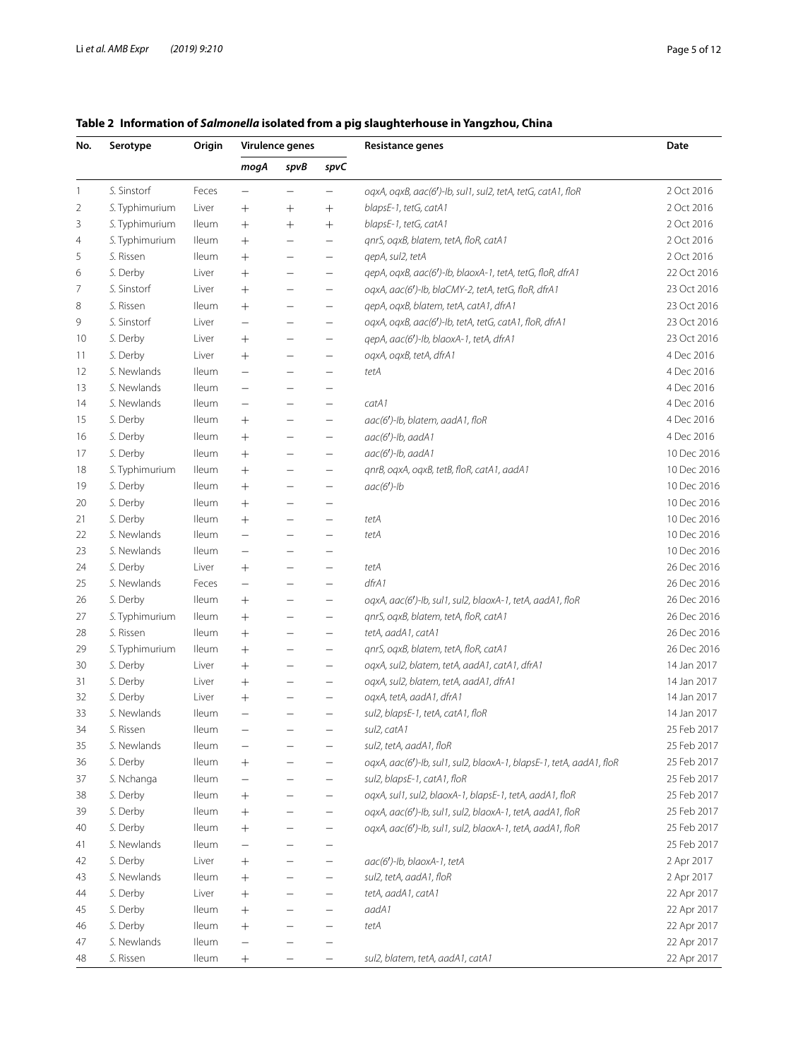**Table 2 Information of *Salmonella* isolated from a pig slaughterhouse in Yangzhou, China**

| No. | Serotype | Origin | Virulence genes | | | Resistance genes | Date |
|---|---|---|---|---|---|---|---|
| | | | *mogA* | *spvB* | *spvC* | | |
| 1 | S. Sinstorf | Feces | − | − | − | *oqxA, oqxB, aac(6′)-Ib, sul1, sul2, tetA, tetG, catA1, floR* | 2 Oct 2016 |
| 2 | S. Typhimurium | Liver | + | + | + | *blapsE-1, tetG, catA1* | 2 Oct 2016 |
| 3 | S. Typhimurium | Ileum | + | + | + | *blapsE-1, tetG, catA1* | 2 Oct 2016 |
| 4 | S. Typhimurium | Ileum | + | − | − | *qnrS, oqxB, blatem, tetA, floR, catA1* | 2 Oct 2016 |
| 5 | S. Rissen | Ileum | + | − | − | *qepA, sul2, tetA* | 2 Oct 2016 |
| 6 | S. Derby | Liver | + | − | − | *qepA, oqxB, aac(6′)-Ib, blaoxA-1, tetA, tetG, floR, dfrA1* | 22 Oct 2016 |
| 7 | S. Sinstorf | Liver | + | − | − | *oqxA, aac(6′)-Ib, blaCMY-2, tetA, tetG, floR, dfrA1* | 23 Oct 2016 |
| 8 | S. Rissen | Ileum | + | − | − | *qepA, oqxB, blatem, tetA, catA1, dfrA1* | 23 Oct 2016 |
| 9 | S. Sinstorf | Liver | − | − | − | *oqxA, oqxB, aac(6′)-Ib, tetA, tetG, catA1, floR, dfrA1* | 23 Oct 2016 |
| 10 | S. Derby | Liver | + | − | − | *qepA, aac(6′)-Ib, blaoxA-1, tetA, dfrA1* | 23 Oct 2016 |
| 11 | S. Derby | Liver | + | − | − | *oqxA, oqxB, tetA, dfrA1* | 4 Dec 2016 |
| 12 | S. Newlands | Ileum | − | − | − | *tetA* | 4 Dec 2016 |
| 13 | S. Newlands | Ileum | − | − | − | | 4 Dec 2016 |
| 14 | S. Newlands | Ileum | − | − | − | *catA1* | 4 Dec 2016 |
| 15 | S. Derby | Ileum | + | − | − | *aac(6′)-Ib, blatem, aadA1, floR* | 4 Dec 2016 |
| 16 | S. Derby | Ileum | + | − | − | *aac(6′)-Ib, aadA1* | 4 Dec 2016 |
| 17 | S. Derby | Ileum | + | − | − | *aac(6′)-Ib, aadA1* | 10 Dec 2016 |
| 18 | S. Typhimurium | Ileum | + | − | − | *qnrB, oqxA, oqxB, tetB, floR, catA1, aadA1* | 10 Dec 2016 |
| 19 | S. Derby | Ileum | + | − | − | *aac(6′)-Ib* | 10 Dec 2016 |
| 20 | S. Derby | Ileum | + | − | − | | 10 Dec 2016 |
| 21 | S. Derby | Ileum | + | − | − | *tetA* | 10 Dec 2016 |
| 22 | S. Newlands | Ileum | − | − | − | *tetA* | 10 Dec 2016 |
| 23 | S. Newlands | Ileum | − | − | − | | 10 Dec 2016 |
| 24 | S. Derby | Liver | + | − | − | *tetA* | 26 Dec 2016 |
| 25 | S. Newlands | Feces | − | − | − | *dfrA1* | 26 Dec 2016 |
| 26 | S. Derby | Ileum | + | − | − | *oqxA, aac(6′)-Ib, sul1, sul2, blaoxA-1, tetA, aadA1, floR* | 26 Dec 2016 |
| 27 | S. Typhimurium | Ileum | + | − | − | *qnrS, oqxB, blatem, tetA, floR, catA1* | 26 Dec 2016 |
| 28 | S. Rissen | Ileum | + | − | − | *tetA, aadA1, catA1* | 26 Dec 2016 |
| 29 | S. Typhimurium | Ileum | + | − | − | *qnrS, oqxB, blatem, tetA, floR, catA1* | 26 Dec 2016 |
| 30 | S. Derby | Liver | + | − | − | *oqxA, sul2, blatem, tetA, aadA1, catA1, dfrA1* | 14 Jan 2017 |
| 31 | S. Derby | Liver | + | − | − | *oqxA, sul2, blatem, tetA, aadA1, dfrA1* | 14 Jan 2017 |
| 32 | S. Derby | Liver | + | − | − | *oqxA, tetA, aadA1, dfrA1* | 14 Jan 2017 |
| 33 | S. Newlands | Ileum | − | − | − | *sul2, blapsE-1, tetA, catA1, floR* | 14 Jan 2017 |
| 34 | S. Rissen | Ileum | − | − | − | *sul2, catA1* | 25 Feb 2017 |
| 35 | S. Newlands | Ileum | − | − | − | *sul2, tetA, aadA1, floR* | 25 Feb 2017 |
| 36 | S. Derby | Ileum | + | − | − | *oqxA, aac(6′)-Ib, sul1, sul2, blaoxA-1, blapsE-1, tetA, aadA1, floR* | 25 Feb 2017 |
| 37 | S. Nchanga | Ileum | − | − | − | *sul2, blapsE-1, catA1, floR* | 25 Feb 2017 |
| 38 | S. Derby | Ileum | + | − | − | *oqxA, sul1, sul2, blaoxA-1, blapsE-1, tetA, aadA1, floR* | 25 Feb 2017 |
| 39 | S. Derby | Ileum | + | − | − | *oqxA, aac(6′)-Ib, sul1, sul2, blaoxA-1, tetA, aadA1, floR* | 25 Feb 2017 |
| 40 | S. Derby | Ileum | + | − | − | *oqxA, aac(6′)-Ib, sul1, sul2, blaoxA-1, tetA, aadA1, floR* | 25 Feb 2017 |
| 41 | S. Newlands | Ileum | − | − | − | | 25 Feb 2017 |
| 42 | S. Derby | Liver | + | − | − | *aac(6′)-Ib, blaoxA-1, tetA* | 2 Apr 2017 |
| 43 | S. Newlands | Ileum | + | − | − | *sul2, tetA, aadA1, floR* | 2 Apr 2017 |
| 44 | S. Derby | Liver | + | − | − | *tetA, aadA1, catA1* | 22 Apr 2017 |
| 45 | S. Derby | Ileum | + | − | − | *aadA1* | 22 Apr 2017 |
| 46 | S. Derby | Ileum | + | − | − | *tetA* | 22 Apr 2017 |
| 47 | S. Newlands | Ileum | − | − | − | | 22 Apr 2017 |
| 48 | S. Rissen | Ileum | + | − | − | *sul2, blatem, tetA, aadA1, catA1* | 22 Apr 2017 |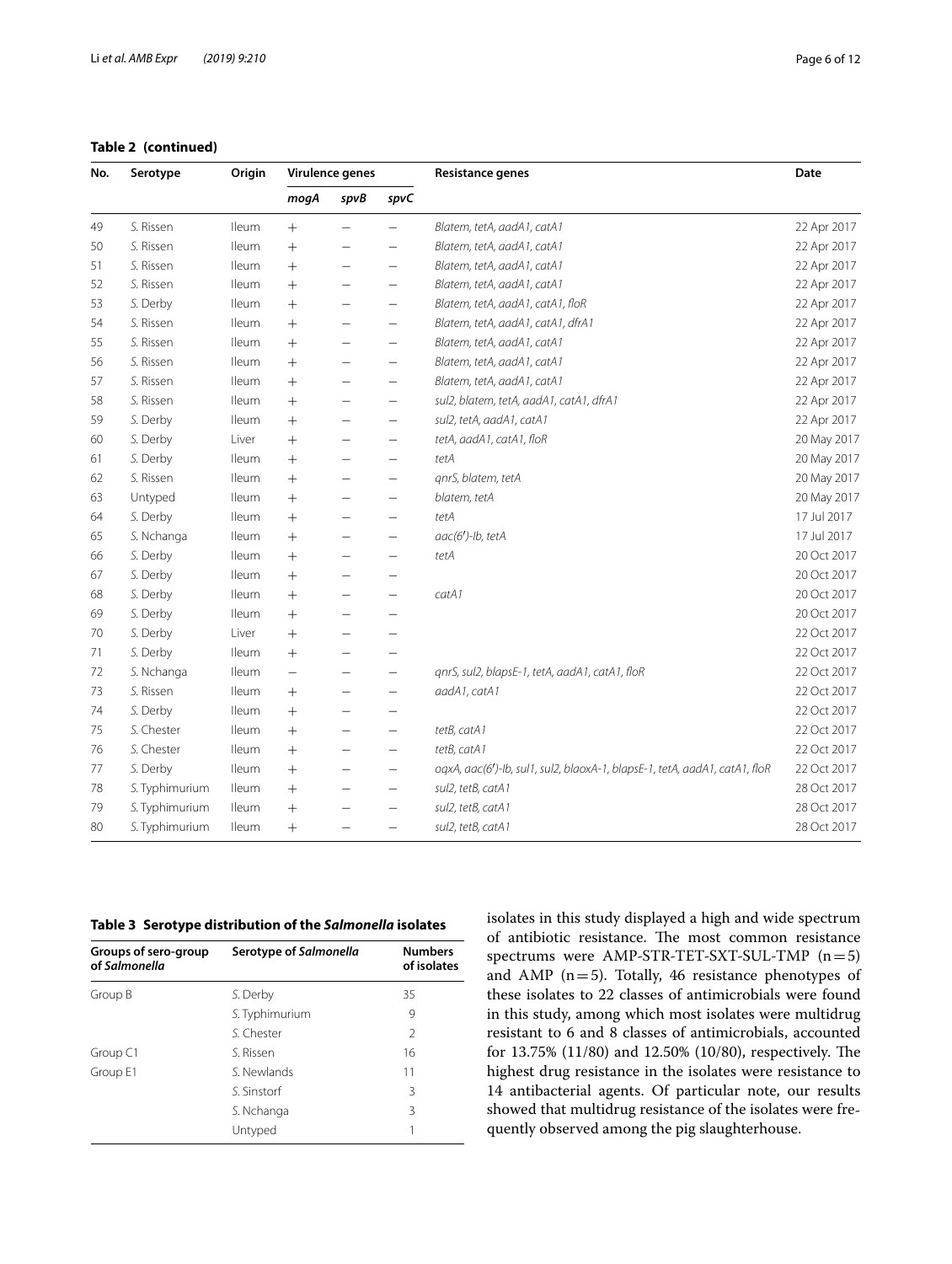**Table 2 (continued)**

| No. | Serotype | Origin | Virulence genes | | | Resistance genes | Date |
|---|---|---|---|---|---|---|---|
| | | | *mogA* | *spvB* | *spvC* | | |
| 49 | *S.* Rissen | Ileum | + | – | – | *Blatem, tetA, aadA1, catA1* | 22 Apr 2017 |
| 50 | *S.* Rissen | Ileum | + | – | – | *Blatem, tetA, aadA1, catA1* | 22 Apr 2017 |
| 51 | *S.* Rissen | Ileum | + | – | – | *Blatem, tetA, aadA1, catA1* | 22 Apr 2017 |
| 52 | *S.* Rissen | Ileum | + | – | – | *Blatem, tetA, aadA1, catA1* | 22 Apr 2017 |
| 53 | *S.* Derby | Ileum | + | – | – | *Blatem, tetA, aadA1, catA1, floR* | 22 Apr 2017 |
| 54 | *S.* Rissen | Ileum | + | – | – | *Blatem, tetA, aadA1, catA1, dfrA1* | 22 Apr 2017 |
| 55 | *S.* Rissen | Ileum | + | – | – | *Blatem, tetA, aadA1, catA1* | 22 Apr 2017 |
| 56 | *S.* Rissen | Ileum | + | – | – | *Blatem, tetA, aadA1, catA1* | 22 Apr 2017 |
| 57 | *S.* Rissen | Ileum | + | – | – | *Blatem, tetA, aadA1, catA1* | 22 Apr 2017 |
| 58 | *S.* Rissen | Ileum | + | – | – | *sul2, blatem, tetA, aadA1, catA1, dfrA1* | 22 Apr 2017 |
| 59 | *S.* Derby | Ileum | + | – | – | *sul2, tetA, aadA1, catA1* | 22 Apr 2017 |
| 60 | *S.* Derby | Liver | + | – | – | *tetA, aadA1, catA1, floR* | 20 May 2017 |
| 61 | *S.* Derby | Ileum | + | – | – | *tetA* | 20 May 2017 |
| 62 | *S.* Rissen | Ileum | + | – | – | *qnrS, blatem, tetA* | 20 May 2017 |
| 63 | Untyped | Ileum | + | – | – | *blatem, tetA* | 20 May 2017 |
| 64 | *S.* Derby | Ileum | + | – | – | *tetA* | 17 Jul 2017 |
| 65 | *S.* Nchanga | Ileum | + | – | – | *aac(6′)-Ib, tetA* | 17 Jul 2017 |
| 66 | *S.* Derby | Ileum | + | – | – | *tetA* | 20 Oct 2017 |
| 67 | *S.* Derby | Ileum | + | – | – | | 20 Oct 2017 |
| 68 | *S.* Derby | Ileum | + | – | – | *catA1* | 20 Oct 2017 |
| 69 | *S.* Derby | Ileum | + | – | – | | 20 Oct 2017 |
| 70 | *S.* Derby | Liver | + | – | – | | 22 Oct 2017 |
| 71 | *S.* Derby | Ileum | + | – | – | | 22 Oct 2017 |
| 72 | *S.* Nchanga | Ileum | – | – | – | *qnrS, sul2, blapsE-1, tetA, aadA1, catA1, floR* | 22 Oct 2017 |
| 73 | *S.* Rissen | Ileum | + | – | – | *aadA1, catA1* | 22 Oct 2017 |
| 74 | *S.* Derby | Ileum | + | – | – | | 22 Oct 2017 |
| 75 | *S.* Chester | Ileum | + | – | – | *tetB, catA1* | 22 Oct 2017 |
| 76 | *S.* Chester | Ileum | + | – | – | *tetB, catA1* | 22 Oct 2017 |
| 77 | *S.* Derby | Ileum | + | – | – | *oqxA, aac(6′)-Ib, sul1, sul2, blaoxA-1, blapsE-1, tetA, aadA1, catA1, floR* | 22 Oct 2017 |
| 78 | *S.* Typhimurium | Ileum | + | – | – | *sul2, tetB, catA1* | 28 Oct 2017 |
| 79 | *S.* Typhimurium | Ileum | + | – | – | *sul2, tetB, catA1* | 28 Oct 2017 |
| 80 | *S.* Typhimurium | Ileum | + | – | – | *sul2, tetB, catA1* | 28 Oct 2017 |

**Table 3 Serotype distribution of the *Salmonella* isolates**

| Groups of sero-group of *Salmonella* | Serotype of *Salmonella* | Numbers of isolates |
|---|---|---|
| Group B | *S.* Derby | 35 |
| | *S.* Typhimurium | 9 |
| | *S.* Chester | 2 |
| Group C1 | *S.* Rissen | 16 |
| Group E1 | *S.* Newlands | 11 |
| | *S.* Sinstorf | 3 |
| | *S.* Nchanga | 3 |
| | Untyped | 1 |

isolates in this study displayed a high and wide spectrum of antibiotic resistance. The most common resistance spectrums were AMP-STR-TET-SXT-SUL-TMP (n = 5) and AMP (n = 5). Totally, 46 resistance phenotypes of these isolates to 22 classes of antimicrobials were found in this study, among which most isolates were multidrug resistant to 6 and 8 classes of antimicrobials, accounted for 13.75% (11/80) and 12.50% (10/80), respectively. The highest drug resistance in the isolates were resistance to 14 antibacterial agents. Of particular note, our results showed that multidrug resistance of the isolates were frequently observed among the pig slaughterhouse.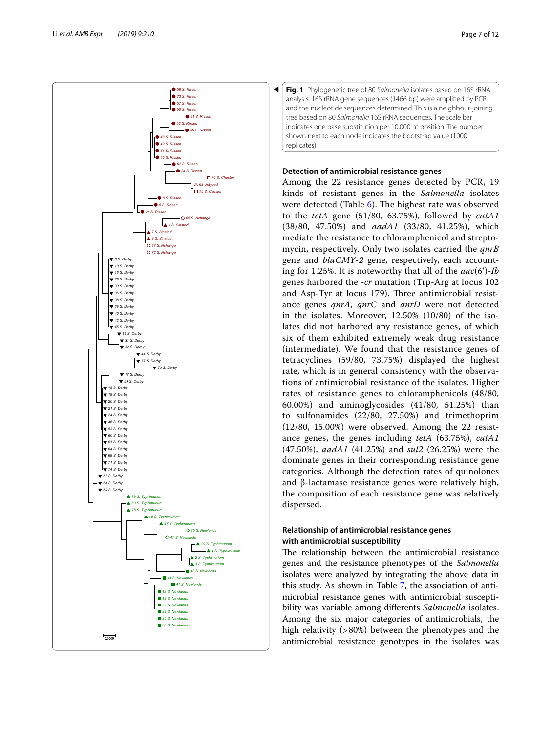**Fig. 1** Phylogenetic tree of 80 *Salmonella* isolates based on 16S rRNA analysis. 16S rRNA gene sequences (1466 bp) were amplified by PCR and the nucleotide sequences determined. This is a neighbour-joining tree based on 80 *Salmonella* 16S rRNA sequences. The scale bar indicates one base substitution per 10,000 nt position. The number shown next to each node indicates the bootstrap value (1000 replicates)

### Detection of antimicrobial resistance genes

Among the 22 resistance genes detected by PCR, 19 kinds of resistant genes in the *Salmonella* isolates were detected (Table 6). The highest rate was observed to the *tetA* gene (51/80, 63.75%), followed by *catA1* (38/80, 47.50%) and *aadA1* (33/80, 41.25%), which mediate the resistance to chloramphenicol and streptomycin, respectively. Only two isolates carried the *qnrB* gene and *blaCMY-2* gene, respectively, each accounting for 1.25%. It is noteworthy that all of the *aac*(6′)-*Ib* genes harbored the *-cr* mutation (Trp-Arg at locus 102 and Asp-Tyr at locus 179). Three antimicrobial resistance genes *qnrA*, *qnrC* and *qnrD* were not detected in the isolates. Moreover, 12.50% (10/80) of the isolates did not harbored any resistance genes, of which six of them exhibited extremely weak drug resistance (intermediate). We found that the resistance genes of tetracyclines (59/80, 73.75%) displayed the highest rate, which is in general consistency with the observations of antimicrobial resistance of the isolates. Higher rates of resistance genes to chloramphenicols (48/80, 60.00%) and aminoglycosides (41/80, 51.25%) than to sulfonamides (22/80, 27.50%) and trimethoprim (12/80, 15.00%) were observed. Among the 22 resistance genes, the genes including *tetA* (63.75%), *catA1* (47.50%), *aadA1* (41.25%) and *sul2* (26.25%) were the dominate genes in their corresponding resistance gene categories. Although the detection rates of quinolones and β-lactamase resistance genes were relatively high, the composition of each resistance gene was relatively dispersed.

### Relationship of antimicrobial resistance genes with antimicrobial susceptibility

The relationship between the antimicrobial resistance genes and the resistance phenotypes of the *Salmonella* isolates were analyzed by integrating the above data in this study. As shown in Table 7, the association of antimicrobial resistance genes with antimicrobial susceptibility was variable among differents *Salmonella* isolates. Among the six major categories of antimicrobials, the high relativity (> 80%) between the phenotypes and the antimicrobial resistance genotypes in the isolates was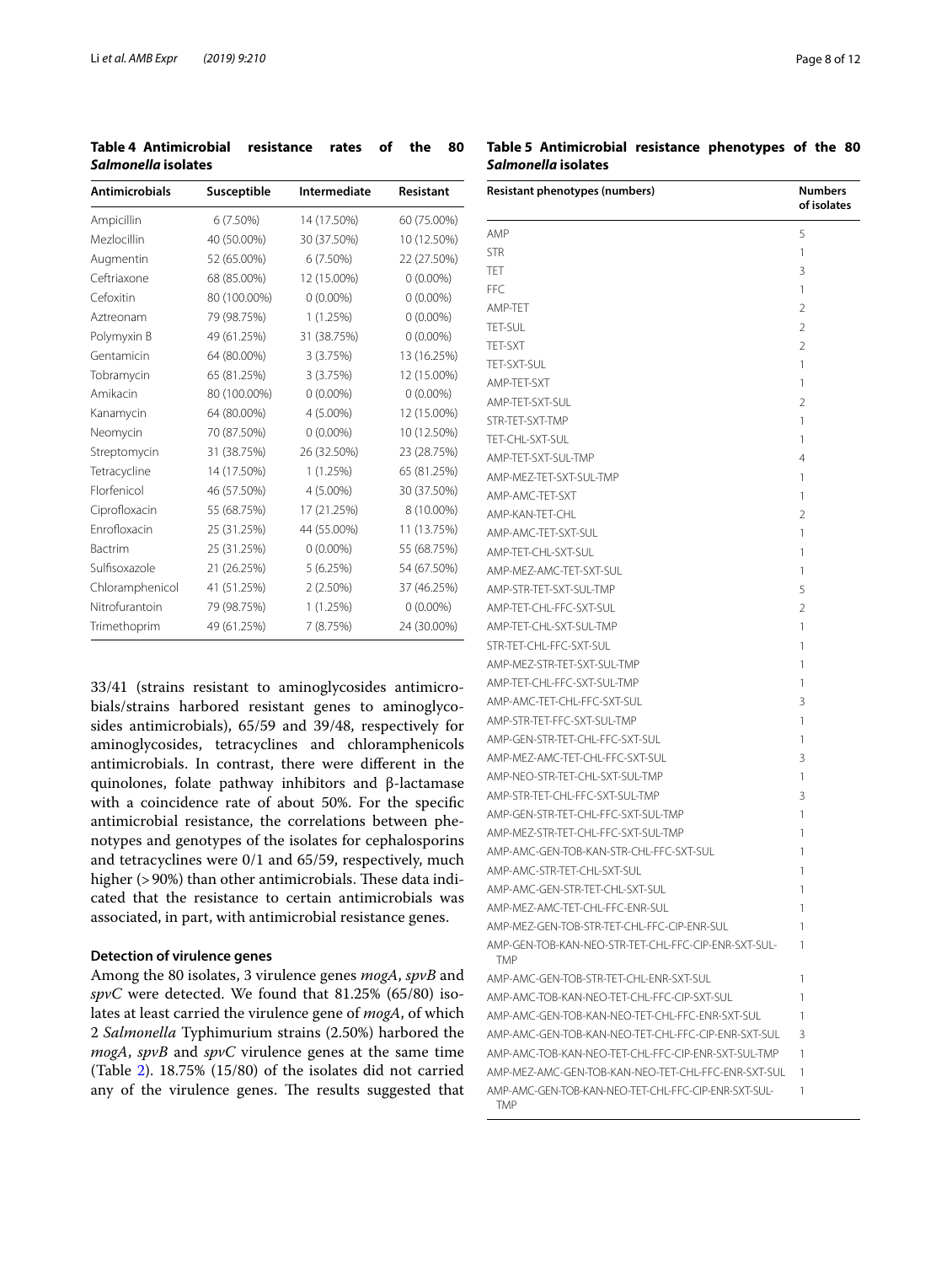**Table 4 Antimicrobial resistance rates of the 80 *Salmonella* isolates**

| Antimicrobials | Susceptible | Intermediate | Resistant |
|---|---|---|---|
| Ampicillin | 6 (7.50%) | 14 (17.50%) | 60 (75.00%) |
| Mezlocillin | 40 (50.00%) | 30 (37.50%) | 10 (12.50%) |
| Augmentin | 52 (65.00%) | 6 (7.50%) | 22 (27.50%) |
| Ceftriaxone | 68 (85.00%) | 12 (15.00%) | 0 (0.00%) |
| Cefoxitin | 80 (100.00%) | 0 (0.00%) | 0 (0.00%) |
| Aztreonam | 79 (98.75%) | 1 (1.25%) | 0 (0.00%) |
| Polymyxin B | 49 (61.25%) | 31 (38.75%) | 0 (0.00%) |
| Gentamicin | 64 (80.00%) | 3 (3.75%) | 13 (16.25%) |
| Tobramycin | 65 (81.25%) | 3 (3.75%) | 12 (15.00%) |
| Amikacin | 80 (100.00%) | 0 (0.00%) | 0 (0.00%) |
| Kanamycin | 64 (80.00%) | 4 (5.00%) | 12 (15.00%) |
| Neomycin | 70 (87.50%) | 0 (0.00%) | 10 (12.50%) |
| Streptomycin | 31 (38.75%) | 26 (32.50%) | 23 (28.75%) |
| Tetracycline | 14 (17.50%) | 1 (1.25%) | 65 (81.25%) |
| Florfenicol | 46 (57.50%) | 4 (5.00%) | 30 (37.50%) |
| Ciprofloxacin | 55 (68.75%) | 17 (21.25%) | 8 (10.00%) |
| Enrofloxacin | 25 (31.25%) | 44 (55.00%) | 11 (13.75%) |
| Bactrim | 25 (31.25%) | 0 (0.00%) | 55 (68.75%) |
| Sulfisoxazole | 21 (26.25%) | 5 (6.25%) | 54 (67.50%) |
| Chloramphenicol | 41 (51.25%) | 2 (2.50%) | 37 (46.25%) |
| Nitrofurantoin | 79 (98.75%) | 1 (1.25%) | 0 (0.00%) |
| Trimethoprim | 49 (61.25%) | 7 (8.75%) | 24 (30.00%) |

33/41 (strains resistant to aminoglycosides antimicrobials/strains harbored resistant genes to aminoglycosides antimicrobials), 65/59 and 39/48, respectively for aminoglycosides, tetracyclines and chloramphenicols antimicrobials. In contrast, there were different in the quinolones, folate pathway inhibitors and β-lactamase with a coincidence rate of about 50%. For the specific antimicrobial resistance, the correlations between phenotypes and genotypes of the isolates for cephalosporins and tetracyclines were 0/1 and 65/59, respectively, much higher (> 90%) than other antimicrobials. These data indicated that the resistance to certain antimicrobials was associated, in part, with antimicrobial resistance genes.

### Detection of virulence genes

Among the 80 isolates, 3 virulence genes *mogA*, *spvB* and *spvC* were detected. We found that 81.25% (65/80) isolates at least carried the virulence gene of *mogA*, of which 2 *Salmonella* Typhimurium strains (2.50%) harbored the *mogA*, *spvB* and *spvC* virulence genes at the same time (Table 2). 18.75% (15/80) of the isolates did not carried any of the virulence genes. The results suggested that

**Table 5 Antimicrobial resistance phenotypes of the 80 *Salmonella* isolates**

| Resistant phenotypes (numbers) | Numbers of isolates |
|---|---|
| AMP | 5 |
| STR | 1 |
| TET | 3 |
| FFC | 1 |
| AMP-TET | 2 |
| TET-SUL | 2 |
| TET-SXT | 2 |
| TET-SXT-SUL | 1 |
| AMP-TET-SXT | 1 |
| AMP-TET-SXT-SUL | 2 |
| STR-TET-SXT-TMP | 1 |
| TET-CHL-SXT-SUL | 1 |
| AMP-TET-SXT-SUL-TMP | 4 |
| AMP-MEZ-TET-SXT-SUL-TMP | 1 |
| AMP-AMC-TET-SXT | 1 |
| AMP-KAN-TET-CHL | 2 |
| AMP-AMC-TET-SXT-SUL | 1 |
| AMP-TET-CHL-SXT-SUL | 1 |
| AMP-MEZ-AMC-TET-SXT-SUL | 1 |
| AMP-STR-TET-SXT-SUL-TMP | 5 |
| AMP-TET-CHL-FFC-SXT-SUL | 2 |
| AMP-TET-CHL-SXT-SUL-TMP | 1 |
| STR-TET-CHL-FFC-SXT-SUL | 1 |
| AMP-MEZ-STR-TET-SXT-SUL-TMP | 1 |
| AMP-TET-CHL-FFC-SXT-SUL-TMP | 1 |
| AMP-AMC-TET-CHL-FFC-SXT-SUL | 3 |
| AMP-STR-TET-FFC-SXT-SUL-TMP | 1 |
| AMP-GEN-STR-TET-CHL-FFC-SXT-SUL | 1 |
| AMP-MEZ-AMC-TET-CHL-FFC-SXT-SUL | 3 |
| AMP-NEO-STR-TET-CHL-SXT-SUL-TMP | 1 |
| AMP-STR-TET-CHL-FFC-SXT-SUL-TMP | 3 |
| AMP-GEN-STR-TET-CHL-FFC-SXT-SUL-TMP | 1 |
| AMP-MEZ-STR-TET-CHL-FFC-SXT-SUL-TMP | 1 |
| AMP-AMC-GEN-TOB-KAN-STR-CHL-FFC-SXT-SUL | 1 |
| AMP-AMC-STR-TET-CHL-SXT-SUL | 1 |
| AMP-AMC-GEN-STR-TET-CHL-SXT-SUL | 1 |
| AMP-MEZ-AMC-TET-CHL-FFC-ENR-SUL | 1 |
| AMP-MEZ-GEN-TOB-STR-TET-CHL-FFC-CIP-ENR-SUL | 1 |
| AMP-GEN-TOB-KAN-NEO-STR-TET-CHL-FFC-CIP-ENR-SXT-SUL-TMP | 1 |
| AMP-AMC-GEN-TOB-STR-TET-CHL-ENR-SXT-SUL | 1 |
| AMP-AMC-TOB-KAN-NEO-TET-CHL-FFC-CIP-SXT-SUL | 1 |
| AMP-AMC-GEN-TOB-KAN-NEO-TET-CHL-FFC-ENR-SXT-SUL | 1 |
| AMP-AMC-GEN-TOB-KAN-NEO-TET-CHL-FFC-CIP-ENR-SXT-SUL | 3 |
| AMP-AMC-TOB-KAN-NEO-TET-CHL-FFC-CIP-ENR-SXT-SUL-TMP | 1 |
| AMP-MEZ-AMC-GEN-TOB-KAN-NEO-TET-CHL-FFC-ENR-SXT-SUL | 1 |
| AMP-AMC-GEN-TOB-KAN-NEO-TET-CHL-FFC-CIP-ENR-SXT-SUL-TMP | 1 |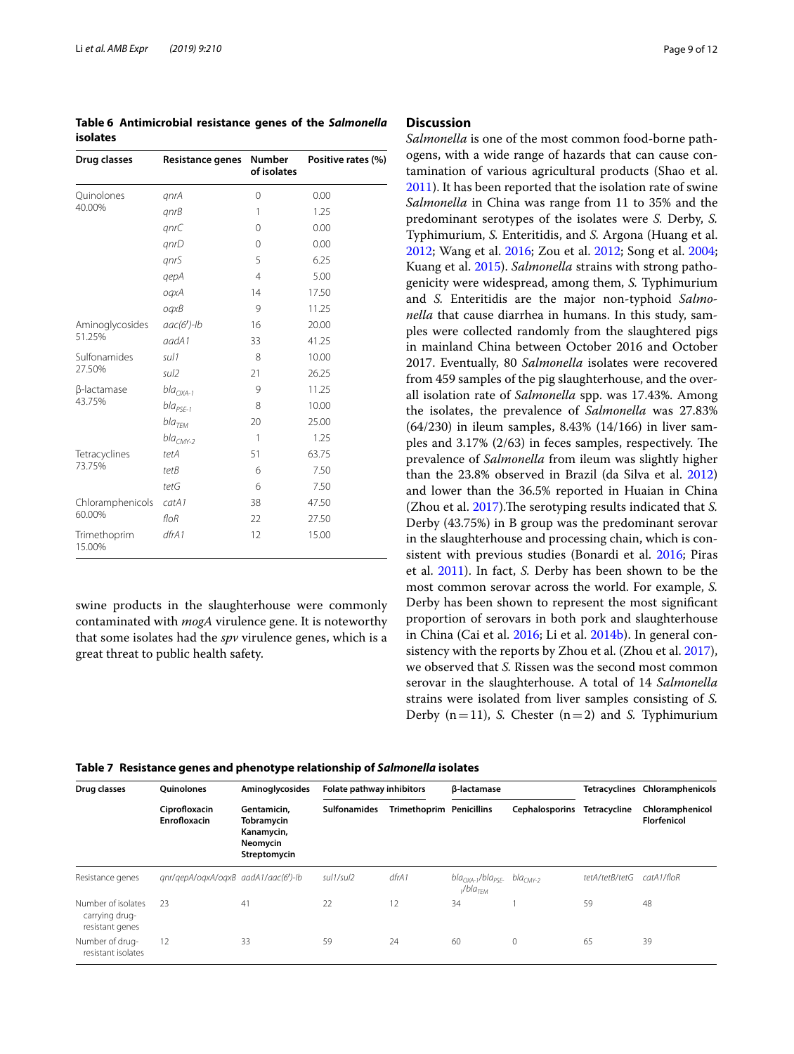**Table 6 Antimicrobial resistance genes of the *Salmonella* isolates**

| Drug classes | Resistance genes | Number of isolates | Positive rates (%) |
|---|---|---|---|
| Quinolones 40.00% | *qnrA* | 0 | 0.00 |
| | *qnrB* | 1 | 1.25 |
| | *qnrC* | 0 | 0.00 |
| | *qnrD* | 0 | 0.00 |
| | *qnrS* | 5 | 6.25 |
| | *qepA* | 4 | 5.00 |
| | *oqxA* | 14 | 17.50 |
| | *oqxB* | 9 | 11.25 |
| Aminoglycosides 51.25% | *aac(6')-Ib* | 16 | 20.00 |
| | *aadA1* | 33 | 41.25 |
| Sulfonamides 27.50% | *sul1* | 8 | 10.00 |
| | *sul2* | 21 | 26.25 |
| β-lactamase 43.75% | $bla_{OXA-1}$ | 9 | 11.25 |
| | $bla_{PSE-1}$ | 8 | 10.00 |
| | $bla_{TEM}$ | 20 | 25.00 |
| | $bla_{CMY-2}$ | 1 | 1.25 |
| Tetracyclines 73.75% | *tetA* | 51 | 63.75 |
| | *tetB* | 6 | 7.50 |
| | *tetG* | 6 | 7.50 |
| Chloramphenicols 60.00% | *catA1* | 38 | 47.50 |
| | *floR* | 22 | 27.50 |
| Trimethoprim 15.00% | *dfrA1* | 12 | 15.00 |

swine products in the slaughterhouse were commonly contaminated with *mogA* virulence gene. It is noteworthy that some isolates had the *spv* virulence genes, which is a great threat to public health safety.

## Discussion

*Salmonella* is one of the most common food-borne pathogens, with a wide range of hazards that can cause contamination of various agricultural products (Shao et al. 2011). It has been reported that the isolation rate of swine *Salmonella* in China was range from 11 to 35% and the predominant serotypes of the isolates were *S.* Derby, *S.* Typhimurium, *S.* Enteritidis, and *S.* Argona (Huang et al. 2012; Wang et al. 2016; Zou et al. 2012; Song et al. 2004; Kuang et al. 2015). *Salmonella* strains with strong pathogenicity were widespread, among them, *S.* Typhimurium and *S.* Enteritidis are the major non-typhoid *Salmonella* that cause diarrhea in humans. In this study, samples were collected randomly from the slaughtered pigs in mainland China between October 2016 and October 2017. Eventually, 80 *Salmonella* isolates were recovered from 459 samples of the pig slaughterhouse, and the overall isolation rate of *Salmonella* spp. was 17.43%. Among the isolates, the prevalence of *Salmonella* was 27.83% (64/230) in ileum samples, 8.43% (14/166) in liver samples and 3.17% (2/63) in feces samples, respectively. The prevalence of *Salmonella* from ileum was slightly higher than the 23.8% observed in Brazil (da Silva et al. 2012) and lower than the 36.5% reported in Huaian in China (Zhou et al. 2017).The serotyping results indicated that *S.* Derby (43.75%) in B group was the predominant serovar in the slaughterhouse and processing chain, which is consistent with previous studies (Bonardi et al. 2016; Piras et al. 2011). In fact, *S.* Derby has been shown to be the most common serovar across the world. For example, *S.* Derby has been shown to represent the most significant proportion of serovars in both pork and slaughterhouse in China (Cai et al. 2016; Li et al. 2014b). In general consistency with the reports by Zhou et al. (Zhou et al. 2017), we observed that *S.* Rissen was the second most common serovar in the slaughterhouse. A total of 14 *Salmonella* strains were isolated from liver samples consisting of *S.* Derby (n = 11), *S.* Chester (n = 2) and *S.* Typhimurium

**Table 7 Resistance genes and phenotype relationship of *Salmonella* isolates**

| Drug classes | Quinolones | Aminoglycosides | Folate pathway inhibitors | | β-lactamase | | Tetracyclines | Chloramphenicols |
|---|---|---|---|---|---|---|---|---|
| | Ciprofloxacin Enrofloxacin | Gentamicin, Tobramycin Kanamycin, Neomycin Streptomycin | Sulfonamides | Trimethoprim | Penicillins | Cephalosporins | Tetracycline | Chloramphenicol Florfenicol |
| Resistance genes | *qnr/qepA/oqxA/oqxB* | *aadA1/aac(6')-Ib* | *sul1/sul2* | *dfrA1* | $bla_{OXA-1}/bla_{PSE-1}/bla_{TEM}$ | $bla_{CMY-2}$ | *tetA/tetB/tetG* | *catA1/floR* |
| Number of isolates carrying drug-resistant genes | 23 | 41 | 22 | 12 | 34 | 1 | 59 | 48 |
| Number of drug-resistant isolates | 12 | 33 | 59 | 24 | 60 | 0 | 65 | 39 |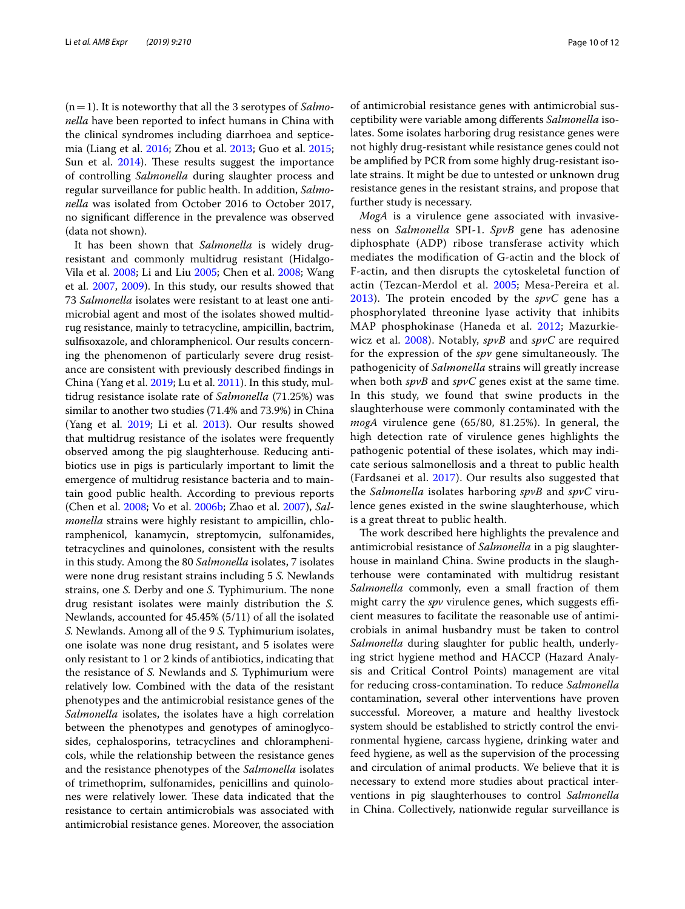(n = 1). It is noteworthy that all the 3 serotypes of *Salmonella* have been reported to infect humans in China with the clinical syndromes including diarrhoea and septicemia (Liang et al. 2016; Zhou et al. 2013; Guo et al. 2015; Sun et al. 2014). These results suggest the importance of controlling *Salmonella* during slaughter process and regular surveillance for public health. In addition, *Salmonella* was isolated from October 2016 to October 2017, no significant difference in the prevalence was observed (data not shown).

It has been shown that *Salmonella* is widely drug-resistant and commonly multidrug resistant (Hidalgo-Vila et al. 2008; Li and Liu 2005; Chen et al. 2008; Wang et al. 2007, 2009). In this study, our results showed that 73 *Salmonella* isolates were resistant to at least one antimicrobial agent and most of the isolates showed multidrug resistance, mainly to tetracycline, ampicillin, bactrim, sulfisoxazole, and chloramphenicol. Our results concerning the phenomenon of particularly severe drug resistance are consistent with previously described findings in China (Yang et al. 2019; Lu et al. 2011). In this study, multidrug resistance isolate rate of *Salmonella* (71.25%) was similar to another two studies (71.4% and 73.9%) in China (Yang et al. 2019; Li et al. 2013). Our results showed that multidrug resistance of the isolates were frequently observed among the pig slaughterhouse. Reducing antibiotics use in pigs is particularly important to limit the emergence of multidrug resistance bacteria and to maintain good public health. According to previous reports (Chen et al. 2008; Vo et al. 2006b; Zhao et al. 2007), *Salmonella* strains were highly resistant to ampicillin, chloramphenicol, kanamycin, streptomycin, sulfonamides, tetracyclines and quinolones, consistent with the results in this study. Among the 80 *Salmonella* isolates, 7 isolates were none drug resistant strains including 5 *S.* Newlands strains, one *S.* Derby and one *S.* Typhimurium. The none drug resistant isolates were mainly distribution the *S.* Newlands, accounted for 45.45% (5/11) of all the isolated *S.* Newlands. Among all of the 9 *S.* Typhimurium isolates, one isolate was none drug resistant, and 5 isolates were only resistant to 1 or 2 kinds of antibiotics, indicating that the resistance of *S.* Newlands and *S.* Typhimurium were relatively low. Combined with the data of the resistant phenotypes and the antimicrobial resistance genes of the *Salmonella* isolates, the isolates have a high correlation between the phenotypes and genotypes of aminoglycosides, cephalosporins, tetracyclines and chloramphenicols, while the relationship between the resistance genes and the resistance phenotypes of the *Salmonella* isolates of trimethoprim, sulfonamides, penicillins and quinolones were relatively lower. These data indicated that the resistance to certain antimicrobials was associated with antimicrobial resistance genes. Moreover, the association of antimicrobial resistance genes with antimicrobial susceptibility were variable among differents *Salmonella* isolates. Some isolates harboring drug resistance genes were not highly drug-resistant while resistance genes could not be amplified by PCR from some highly drug-resistant isolate strains. It might be due to untested or unknown drug resistance genes in the resistant strains, and propose that further study is necessary.

*MogA* is a virulence gene associated with invasiveness on *Salmonella* SPI-1. *SpvB* gene has adenosine diphosphate (ADP) ribose transferase activity which mediates the modification of G-actin and the block of F-actin, and then disrupts the cytoskeletal function of actin (Tezcan-Merdol et al. 2005; Mesa-Pereira et al. 2013). The protein encoded by the *spvC* gene has a phosphorylated threonine lyase activity that inhibits MAP phosphokinase (Haneda et al. 2012; Mazurkiewicz et al. 2008). Notably, *spvB* and *spvC* are required for the expression of the *spv* gene simultaneously. The pathogenicity of *Salmonella* strains will greatly increase when both *spvB* and *spvC* genes exist at the same time. In this study, we found that swine products in the slaughterhouse were commonly contaminated with the *mogA* virulence gene (65/80, 81.25%). In general, the high detection rate of virulence genes highlights the pathogenic potential of these isolates, which may indicate serious salmonellosis and a threat to public health (Fardsanei et al. 2017). Our results also suggested that the *Salmonella* isolates harboring *spvB* and *spvC* virulence genes existed in the swine slaughterhouse, which is a great threat to public health.

The work described here highlights the prevalence and antimicrobial resistance of *Salmonella* in a pig slaughterhouse in mainland China. Swine products in the slaughterhouse were contaminated with multidrug resistant *Salmonella* commonly, even a small fraction of them might carry the *spv* virulence genes, which suggests efficient measures to facilitate the reasonable use of antimicrobials in animal husbandry must be taken to control *Salmonella* during slaughter for public health, underlying strict hygiene method and HACCP (Hazard Analysis and Critical Control Points) management are vital for reducing cross-contamination. To reduce *Salmonella* contamination, several other interventions have proven successful. Moreover, a mature and healthy livestock system should be established to strictly control the environmental hygiene, carcass hygiene, drinking water and feed hygiene, as well as the supervision of the processing and circulation of animal products. We believe that it is necessary to extend more studies about practical interventions in pig slaughterhouses to control *Salmonella* in China. Collectively, nationwide regular surveillance is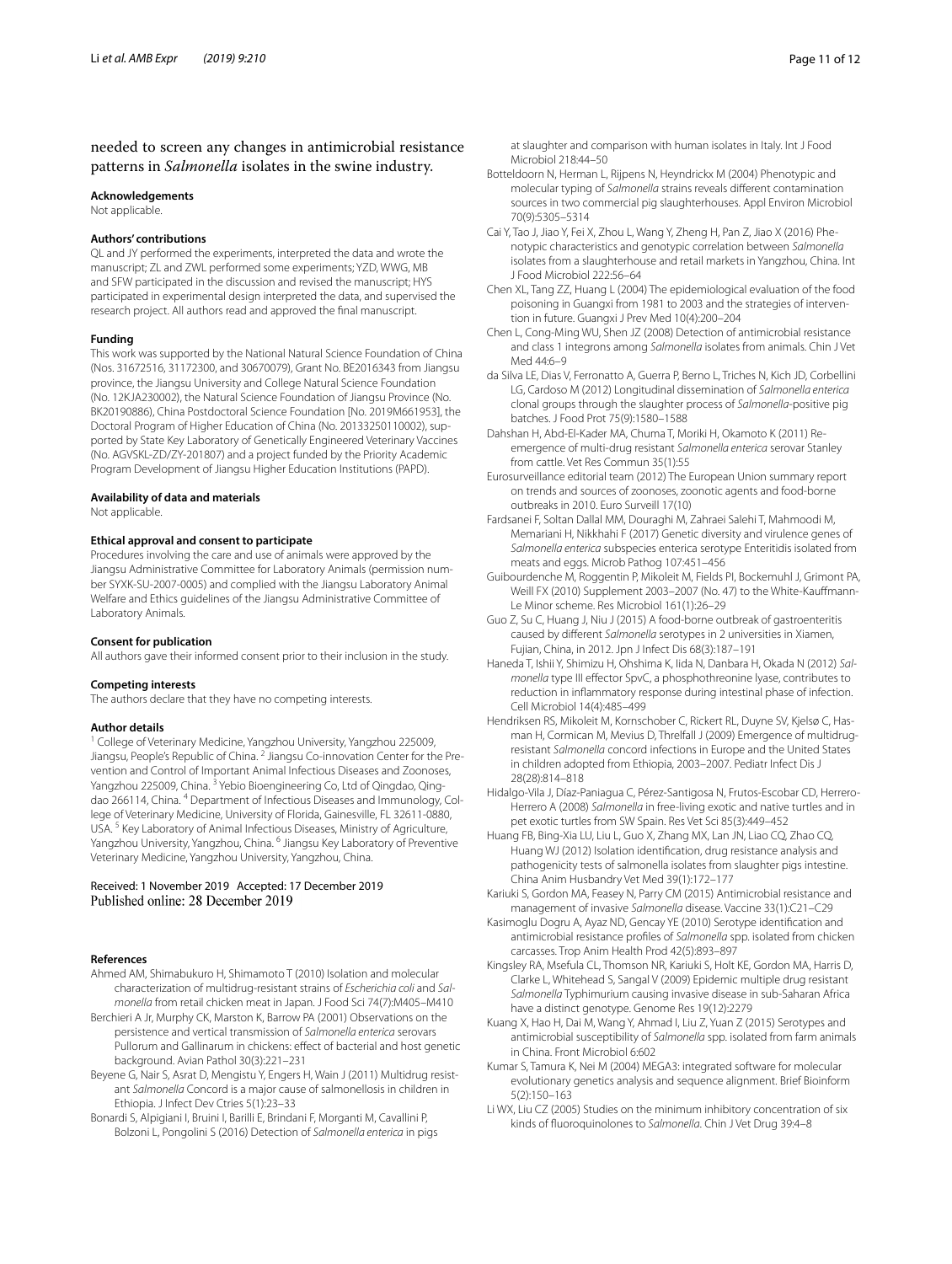needed to screen any changes in antimicrobial resistance patterns in *Salmonella* isolates in the swine industry.

### Acknowledgements

Not applicable.

### Authors' contributions

QL and JY performed the experiments, interpreted the data and wrote the manuscript; ZL and ZWL performed some experiments; YZD, WWG, MB and SFW participated in the discussion and revised the manuscript; HYS participated in experimental design interpreted the data, and supervised the research project. All authors read and approved the final manuscript.

### Funding

This work was supported by the National Natural Science Foundation of China (Nos. 31672516, 31172300, and 30670079), Grant No. BE2016343 from Jiangsu province, the Jiangsu University and College Natural Science Foundation (No. 12KJA230002), the Natural Science Foundation of Jiangsu Province (No. BK20190886), China Postdoctoral Science Foundation [No. 2019M661953], the Doctoral Program of Higher Education of China (No. 20133250110002), supported by State Key Laboratory of Genetically Engineered Veterinary Vaccines (No. AGVSKL-ZD/ZY-201807) and a project funded by the Priority Academic Program Development of Jiangsu Higher Education Institutions (PAPD).

### Availability of data and materials

Not applicable.

### Ethical approval and consent to participate

Procedures involving the care and use of animals were approved by the Jiangsu Administrative Committee for Laboratory Animals (permission number SYXK-SU-2007-0005) and complied with the Jiangsu Laboratory Animal Welfare and Ethics guidelines of the Jiangsu Administrative Committee of Laboratory Animals.

### Consent for publication

All authors gave their informed consent prior to their inclusion in the study.

### Competing interests

The authors declare that they have no competing interests.

### Author details

[1] College of Veterinary Medicine, Yangzhou University, Yangzhou 225009, Jiangsu, People's Republic of China. [2] Jiangsu Co-innovation Center for the Prevention and Control of Important Animal Infectious Diseases and Zoonoses, Yangzhou 225009, China. [3] Yebio Bioengineering Co, Ltd of Qingdao, Qingdao 266114, China. [4] Department of Infectious Diseases and Immunology, College of Veterinary Medicine, University of Florida, Gainesville, FL 32611-0880, USA. [5] Key Laboratory of Animal Infectious Diseases, Ministry of Agriculture, Yangzhou University, Yangzhou, China. [6] Jiangsu Key Laboratory of Preventive Veterinary Medicine, Yangzhou University, Yangzhou, China.

Received: 1 November 2019 Accepted: 17 December 2019
Published online: 28 December 2019

### References

- Ahmed AM, Shimabukuro H, Shimamoto T (2010) Isolation and molecular characterization of multidrug-resistant strains of *Escherichia coli* and *Salmonella* from retail chicken meat in Japan. J Food Sci 74(7):M405–M410
- Berchieri A Jr, Murphy CK, Marston K, Barrow PA (2001) Observations on the persistence and vertical transmission of *Salmonella enterica* serovars Pullorum and Gallinarum in chickens: effect of bacterial and host genetic background. Avian Pathol 30(3):221–231
- Beyene G, Nair S, Asrat D, Mengistu Y, Engers H, Wain J (2011) Multidrug resistant *Salmonella* Concord is a major cause of salmonellosis in children in Ethiopia. J Infect Dev Ctries 5(1):23–33
- Bonardi S, Alpigiani I, Bruini I, Barilli E, Brindani F, Morganti M, Cavallini P, Bolzoni L, Pongolini S (2016) Detection of *Salmonella enterica* in pigs at slaughter and comparison with human isolates in Italy. Int J Food Microbiol 218:44–50
- Botteldoorn N, Herman L, Rijpens N, Heyndrickx M (2004) Phenotypic and molecular typing of *Salmonella* strains reveals different contamination sources in two commercial pig slaughterhouses. Appl Environ Microbiol 70(9):5305–5314
- Cai Y, Tao J, Jiao Y, Fei X, Zhou L, Wang Y, Zheng H, Pan Z, Jiao X (2016) Phenotypic characteristics and genotypic correlation between *Salmonella* isolates from a slaughterhouse and retail markets in Yangzhou, China. Int J Food Microbiol 222:56–64
- Chen XL, Tang ZZ, Huang L (2004) The epidemiological evaluation of the food poisoning in Guangxi from 1981 to 2003 and the strategies of intervention in future. Guangxi J Prev Med 10(4):200–204
- Chen L, Cong-Ming WU, Shen JZ (2008) Detection of antimicrobial resistance and class 1 integrons among *Salmonella* isolates from animals. Chin J Vet Med 44:6–9
- da Silva LE, Dias V, Ferronatto A, Guerra P, Berno L, Triches N, Kich JD, Corbellini LG, Cardoso M (2012) Longitudinal dissemination of *Salmonella enterica* clonal groups through the slaughter process of *Salmonella*-positive pig batches. J Food Prot 75(9):1580–1588
- Dahshan H, Abd-El-Kader MA, Chuma T, Moriki H, Okamoto K (2011) Re-emergence of multi-drug resistant *Salmonella enterica* serovar Stanley from cattle. Vet Res Commun 35(1):55
- Eurosurveillance editorial team (2012) The European Union summary report on trends and sources of zoonoses, zoonotic agents and food-borne outbreaks in 2010. Euro Surveill 17(10)
- Fardsanei F, Soltan Dallal MM, Douraghi M, Zahraei Salehi T, Mahmoodi M, Memariani H, Nikkhahi F (2017) Genetic diversity and virulence genes of *Salmonella enterica* subspecies enterica serotype Enteritidis isolated from meats and eggs. Microb Pathog 107:451–456
- Guibourdenche M, Roggentin P, Mikoleit M, Fields PI, Bockemuhl J, Grimont PA, Weill FX (2010) Supplement 2003–2007 (No. 47) to the White-Kauffmann-Le Minor scheme. Res Microbiol 161(1):26–29
- Guo Z, Su C, Huang J, Niu J (2015) A food-borne outbreak of gastroenteritis caused by different *Salmonella* serotypes in 2 universities in Xiamen, Fujian, China, in 2012. Jpn J Infect Dis 68(3):187–191
- Haneda T, Ishii Y, Shimizu H, Ohshima K, Iida N, Danbara H, Okada N (2012) *Salmonella* type III effector SpvC, a phosphothreonine lyase, contributes to reduction in inflammatory response during intestinal phase of infection. Cell Microbiol 14(4):485–499
- Hendriksen RS, Mikoleit M, Kornschober C, Rickert RL, Duyne SV, Kjelsø C, Hasman H, Cormican M, Mevius D, Threlfall J (2009) Emergence of multidrug-resistant *Salmonella* concord infections in Europe and the United States in children adopted from Ethiopia, 2003–2007. Pediatr Infect Dis J 28(28):814–818
- Hidalgo-Vila J, Díaz-Paniagua C, Pérez-Santigosa N, Frutos-Escobar CD, Herrero-Herrero A (2008) *Salmonella* in free-living exotic and native turtles and in pet exotic turtles from SW Spain. Res Vet Sci 85(3):449–452
- Huang FB, Bing-Xia LU, Liu L, Guo X, Zhang MX, Lan JN, Liao CQ, Zhao CQ, Huang WJ (2012) Isolation identification, drug resistance analysis and pathogenicity tests of salmonella isolates from slaughter pigs intestine. China Anim Husbandry Vet Med 39(1):172–177
- Kariuki S, Gordon MA, Feasey N, Parry CM (2015) Antimicrobial resistance and management of invasive *Salmonella* disease. Vaccine 33(1):C21–C29
- Kasimoglu Dogru A, Ayaz ND, Gencay YE (2010) Serotype identification and antimicrobial resistance profiles of *Salmonella* spp. isolated from chicken carcasses. Trop Anim Health Prod 42(5):893–897
- Kingsley RA, Msefula CL, Thomson NR, Kariuki S, Holt KE, Gordon MA, Harris D, Clarke L, Whitehead S, Sangal V (2009) Epidemic multiple drug resistant *Salmonella* Typhimurium causing invasive disease in sub-Saharan Africa have a distinct genotype. Genome Res 19(12):2279
- Kuang X, Hao H, Dai M, Wang Y, Ahmad I, Liu Z, Yuan Z (2015) Serotypes and antimicrobial susceptibility of *Salmonella* spp. isolated from farm animals in China. Front Microbiol 6:602
- Kumar S, Tamura K, Nei M (2004) MEGA3: integrated software for molecular evolutionary genetics analysis and sequence alignment. Brief Bioinform 5(2):150–163
- Li WX, Liu CZ (2005) Studies on the minimum inhibitory concentration of six kinds of fluoroquinolones to *Salmonella*. Chin J Vet Drug 39:4–8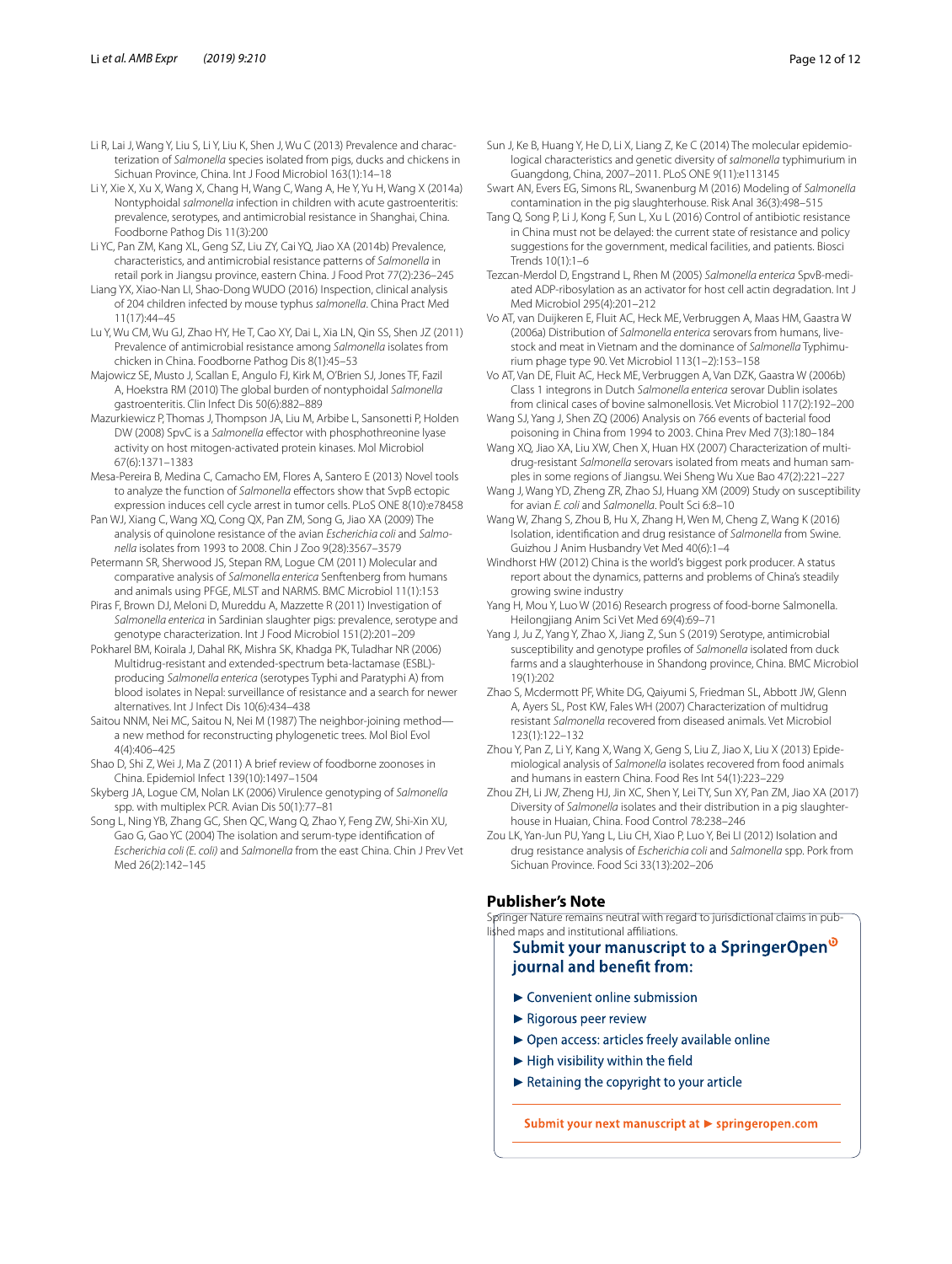Li R, Lai J, Wang Y, Liu S, Li Y, Liu K, Shen J, Wu C (2013) Prevalence and characterization of *Salmonella* species isolated from pigs, ducks and chickens in Sichuan Province, China. Int J Food Microbiol 163(1):14–18

Li Y, Xie X, Xu X, Wang X, Chang H, Wang C, Wang A, He Y, Yu H, Wang X (2014a) Nontyphoidal *salmonella* infection in children with acute gastroenteritis: prevalence, serotypes, and antimicrobial resistance in Shanghai, China. Foodborne Pathog Dis 11(3):200

Li YC, Pan ZM, Kang XL, Geng SZ, Liu ZY, Cai YQ, Jiao XA (2014b) Prevalence, characteristics, and antimicrobial resistance patterns of *Salmonella* in retail pork in Jiangsu province, eastern China. J Food Prot 77(2):236–245

Liang YX, Xiao-Nan LI, Shao-Dong WUDO (2016) Inspection, clinical analysis of 204 children infected by mouse typhus *salmonella*. China Pract Med 11(17):44–45

Lu Y, Wu CM, Wu GJ, Zhao HY, He T, Cao XY, Dai L, Xia LN, Qin SS, Shen JZ (2011) Prevalence of antimicrobial resistance among *Salmonella* isolates from chicken in China. Foodborne Pathog Dis 8(1):45–53

Majowicz SE, Musto J, Scallan E, Angulo FJ, Kirk M, O'Brien SJ, Jones TF, Fazil A, Hoekstra RM (2010) The global burden of nontyphoidal *Salmonella* gastroenteritis. Clin Infect Dis 50(6):882–889

Mazurkiewicz P, Thomas J, Thompson JA, Liu M, Arbibe L, Sansonetti P, Holden DW (2008) SpvC is a *Salmonella* effector with phosphothreonine lyase activity on host mitogen-activated protein kinases. Mol Microbiol 67(6):1371–1383

Mesa-Pereira B, Medina C, Camacho EM, Flores A, Santero E (2013) Novel tools to analyze the function of *Salmonella* effectors show that SvpB ectopic expression induces cell cycle arrest in tumor cells. PLoS ONE 8(10):e78458

Pan WJ, Xiang C, Wang XQ, Cong QX, Pan ZM, Song G, Jiao XA (2009) The analysis of quinolone resistance of the avian *Escherichia coli* and *Salmonella* isolates from 1993 to 2008. Chin J Zoo 9(28):3567–3579

Petermann SR, Sherwood JS, Stepan RM, Logue CM (2011) Molecular and comparative analysis of *Salmonella enterica* Senftenberg from humans and animals using PFGE, MLST and NARMS. BMC Microbiol 11(1):153

Piras F, Brown DJ, Meloni D, Mureddu A, Mazzette R (2011) Investigation of *Salmonella enterica* in Sardinian slaughter pigs: prevalence, serotype and genotype characterization. Int J Food Microbiol 151(2):201–209

Pokharel BM, Koirala J, Dahal RK, Mishra SK, Khadga PK, Tuladhar NR (2006) Multidrug-resistant and extended-spectrum beta-lactamase (ESBL)-producing *Salmonella enterica* (serotypes Typhi and Paratyphi A) from blood isolates in Nepal: surveillance of resistance and a search for newer alternatives. Int J Infect Dis 10(6):434–438

Saitou NNM, Nei MC, Saitou N, Nei M (1987) The neighbor-joining method—a new method for reconstructing phylogenetic trees. Mol Biol Evol 4(4):406–425

Shao D, Shi Z, Wei J, Ma Z (2011) A brief review of foodborne zoonoses in China. Epidemiol Infect 139(10):1497–1504

Skyberg JA, Logue CM, Nolan LK (2006) Virulence genotyping of *Salmonella* spp. with multiplex PCR. Avian Dis 50(1):77–81

Song L, Ning YB, Zhang GC, Shen QC, Wang Q, Zhao Y, Feng ZW, Shi-Xin XU, Gao G, Gao YC (2004) The isolation and serum-type identification of *Escherichia coli (E. coli)* and *Salmonella* from the east China. Chin J Prev Vet Med 26(2):142–145

Sun J, Ke B, Huang Y, He D, Li X, Liang Z, Ke C (2014) The molecular epidemiological characteristics and genetic diversity of *salmonella* typhimurium in Guangdong, China, 2007–2011. PLoS ONE 9(11):e113145

Swart AN, Evers EG, Simons RL, Swanenburg M (2016) Modeling of *Salmonella* contamination in the pig slaughterhouse. Risk Anal 36(3):498–515

Tang Q, Song P, Li J, Kong F, Sun L, Xu L (2016) Control of antibiotic resistance in China must not be delayed: the current state of resistance and policy suggestions for the government, medical facilities, and patients. Biosci Trends 10(1):1–6

Tezcan-Merdol D, Engstrand L, Rhen M (2005) *Salmonella enterica* SpvB-mediated ADP-ribosylation as an activator for host cell actin degradation. Int J Med Microbiol 295(4):201–212

Vo AT, van Duijkeren E, Fluit AC, Heck ME, Verbruggen A, Maas HM, Gaastra W (2006a) Distribution of *Salmonella enterica* serovars from humans, livestock and meat in Vietnam and the dominance of *Salmonella* Typhimurium phage type 90. Vet Microbiol 113(1–2):153–158

Vo AT, Van DE, Fluit AC, Heck ME, Verbruggen A, Van DZK, Gaastra W (2006b) Class 1 integrons in Dutch *Salmonella enterica* serovar Dublin isolates from clinical cases of bovine salmonellosis. Vet Microbiol 117(2):192–200

Wang SJ, Yang J, Shen ZQ (2006) Analysis on 766 events of bacterial food poisoning in China from 1994 to 2003. China Prev Med 7(3):180–184

Wang XQ, Jiao XA, Liu XW, Chen X, Huan HX (2007) Characterization of multi-drug-resistant *Salmonella* serovars isolated from meats and human samples in some regions of Jiangsu. Wei Sheng Wu Xue Bao 47(2):221–227

Wang J, Wang YD, Zheng ZR, Zhao SJ, Huang XM (2009) Study on susceptibility for avian *E. coli* and *Salmonella*. Poult Sci 6:8–10

Wang W, Zhang S, Zhou B, Hu X, Zhang H, Wen M, Cheng Z, Wang K (2016) Isolation, identification and drug resistance of *Salmonella* from Swine. Guizhou J Anim Husbandry Vet Med 40(6):1–4

Windhorst HW (2012) China is the world's biggest pork producer. A status report about the dynamics, patterns and problems of China's steadily growing swine industry

Yang H, Mou Y, Luo W (2016) Research progress of food-borne Salmonella. Heilongjiang Anim Sci Vet Med 69(4):69–71

Yang J, Ju Z, Yang Y, Zhao X, Jiang Z, Sun S (2019) Serotype, antimicrobial susceptibility and genotype profiles of *Salmonella* isolated from duck farms and a slaughterhouse in Shandong province, China. BMC Microbiol 19(1):202

Zhao S, Mcdermott PF, White DG, Qaiyumi S, Friedman SL, Abbott JW, Glenn A, Ayers SL, Post KW, Fales WH (2007) Characterization of multidrug resistant *Salmonella* recovered from diseased animals. Vet Microbiol 123(1):122–132

Zhou Y, Pan Z, Li Y, Kang X, Wang X, Geng S, Liu Z, Jiao X, Liu X (2013) Epidemiological analysis of *Salmonella* isolates recovered from food animals and humans in eastern China. Food Res Int 54(1):223–229

Zhou ZH, Li JW, Zheng HJ, Jin XC, Shen Y, Lei TY, Sun XY, Pan ZM, Jiao XA (2017) Diversity of *Salmonella* isolates and their distribution in a pig slaughterhouse in Huaian, China. Food Control 78:238–246

Zou LK, Yan-Jun PU, Yang L, Liu CH, Xiao P, Luo Y, Bei LI (2012) Isolation and drug resistance analysis of *Escherichia coli* and *Salmonella* spp. Pork from Sichuan Province. Food Sci 33(13):202–206

## Publisher's Note

Springer Nature remains neutral with regard to jurisdictional claims in published maps and institutional affiliations.

**Submit your manuscript to a SpringerOpen journal and benefit from:**

- ► Convenient online submission
- ► Rigorous peer review
- ► Open access: articles freely available online
- ► High visibility within the field
- ► Retaining the copyright to your article

**Submit your next manuscript at ► springeropen.com**